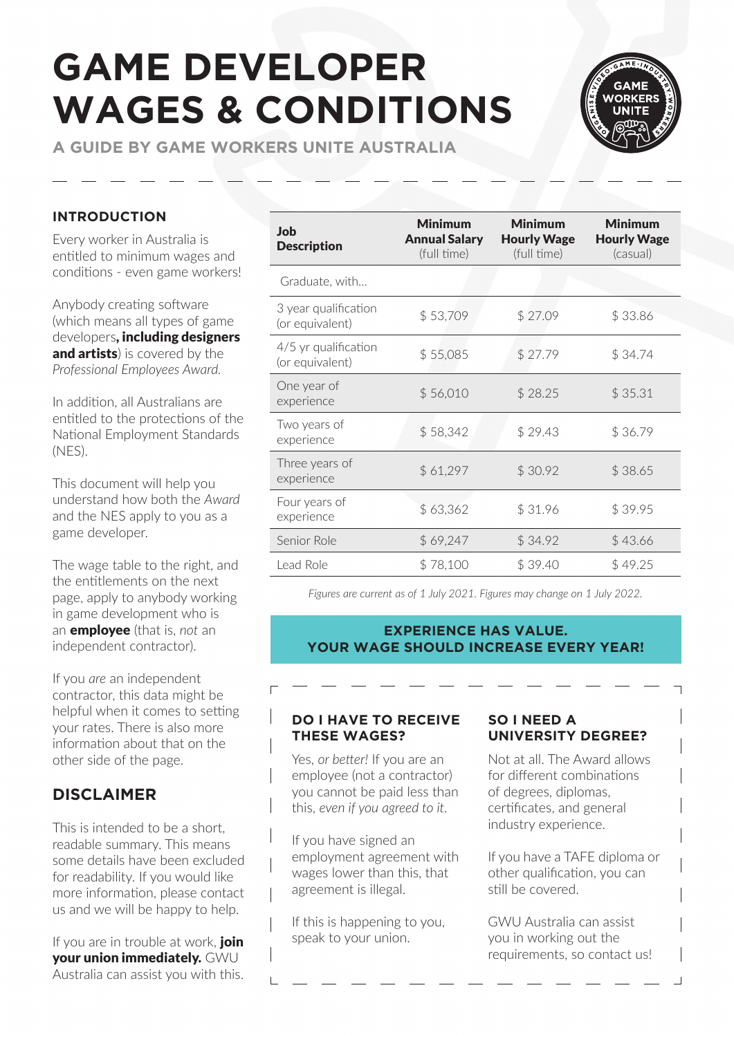# GAME DEVELOPER WAGES & CONDITIONS

**A GUIDE BY GAME WORKERS UNITE AUSTRALIA**

### INTRODUCTION

Every worker in Australia is entitled to minimum wages and conditions - even game workers!

Anybody creating software (which means all types of game developers**, including designers and artists**) is covered by the *Professional Employees Award.*

In addition, all Australians are entitled to the protections of the National Employment Standards (NES).

This document will help you understand how both the *Award* and the NES apply to you as a game developer.

The wage table to the right, and the entitlements on the next page, apply to anybody working in game development who is an **employee** (that is, *not* an independent contractor).

If you *are* an independent contractor, this data might be helpful when it comes to setting your rates. There is also more information about that on the other side of the page.

## DISCLAIMER

This is intended to be a short, readable summary. This means some details have been excluded for readability. If you would like more information, please contact us and we will be happy to help.

If you are in trouble at work, **join your union immediately.** GWU Australia can assist you with this.

| Job Description | Minimum Annual Salary (full time) | Minimum Hourly Wage (full time) | Minimum Hourly Wage (casual) |
|---|---|---|---|
| Graduate, with... | | | |
| 3 year qualification (or equivalent) | $ 53,709 | $ 27.09 | $ 33.86 |
| 4/5 yr qualification (or equivalent) | $ 55,085 | $ 27.79 | $ 34.74 |
| One year of experience | $ 56,010 | $ 28.25 | $ 35.31 |
| Two years of experience | $ 58,342 | $ 29.43 | $ 36.79 |
| Three years of experience | $ 61,297 | $ 30.92 | $ 38.65 |
| Four years of experience | $ 63,362 | $ 31.96 | $ 39.95 |
| Senior Role | $ 69,247 | $ 34.92 | $ 43.66 |
| Lead Role | $ 78,100 | $ 39.40 | $ 49.25 |

*Figures are current as of 1 July 2021. Figures may change on 1 July 2022.*

**EXPERIENCE HAS VALUE. YOUR WAGE SHOULD INCREASE EVERY YEAR!**

### DO I HAVE TO RECEIVE THESE WAGES?

Yes, *or better!* If you are an employee (not a contractor) you cannot be paid less than this, *even if you agreed to it.*

If you have signed an employment agreement with wages lower than this, that agreement is illegal.

If this is happening to you, speak to your union.

### SO I NEED A UNIVERSITY DEGREE?

Not at all. The Award allows for different combinations of degrees, diplomas, certificates, and general industry experience.

If you have a TAFE diploma or other qualification, you can still be covered.

GWU Australia can assist you in working out the requirements, so contact us!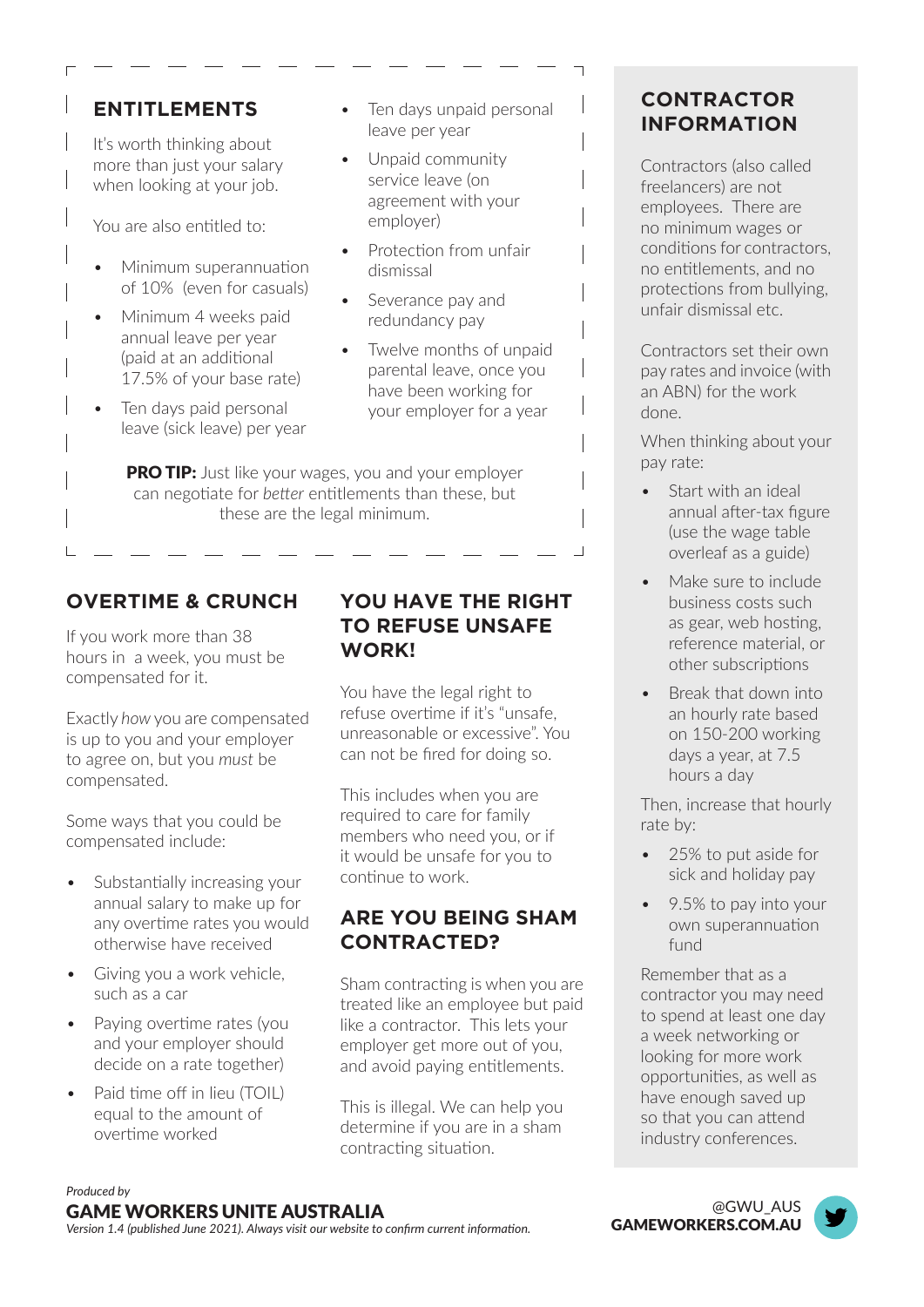## ENTITLEMENTS

It's worth thinking about more than just your salary when looking at your job.

You are also entitled to:

- Minimum superannuation of 10% (even for casuals)
- Minimum 4 weeks paid annual leave per year (paid at an additional 17.5% of your base rate)
- Ten days paid personal leave (sick leave) per year
- Ten days unpaid personal leave per year
- Unpaid community service leave (on agreement with your employer)
- Protection from unfair dismissal
- Severance pay and redundancy pay
- Twelve months of unpaid parental leave, once you have been working for your employer for a year

**PRO TIP:** Just like your wages, you and your employer can negotiate for *better* entitlements than these, but these are the legal minimum.

## OVERTIME & CRUNCH

If you work more than 38 hours in a week, you must be compensated for it.

Exactly *how* you are compensated is up to you and your employer to agree on, but you *must* be compensated.

Some ways that you could be compensated include:

- Substantially increasing your annual salary to make up for any overtime rates you would otherwise have received
- Giving you a work vehicle, such as a car
- Paying overtime rates (you and your employer should decide on a rate together)
- Paid time off in lieu (TOIL) equal to the amount of overtime worked

## YOU HAVE THE RIGHT TO REFUSE UNSAFE WORK!

You have the legal right to refuse overtime if it's "unsafe, unreasonable or excessive". You can not be fired for doing so.

This includes when you are required to care for family members who need you, or if it would be unsafe for you to continue to work.

## ARE YOU BEING SHAM CONTRACTED?

Sham contracting is when you are treated like an employee but paid like a contractor. This lets your employer get more out of you, and avoid paying entitlements.

This is illegal. We can help you determine if you are in a sham contracting situation.

## CONTRACTOR INFORMATION

Contractors (also called freelancers) are not employees. There are no minimum wages or conditions for contractors, no entitlements, and no protections from bullying, unfair dismissal etc.

Contractors set their own pay rates and invoice (with an ABN) for the work done.

When thinking about your pay rate:

- Start with an ideal annual after-tax figure (use the wage table overleaf as a guide)
- Make sure to include business costs such as gear, web hosting, reference material, or other subscriptions
- Break that down into an hourly rate based on 150-200 working days a year, at 7.5 hours a day

Then, increase that hourly rate by:

- 25% to put aside for sick and holiday pay
- 9.5% to pay into your own superannuation fund

Remember that as a contractor you may need to spend at least one day a week networking or looking for more work opportunities, as well as have enough saved up so that you can attend industry conferences.

*Produced by*
**GAME WORKERS UNITE AUSTRALIA**
*Version 1.4 (published June 2021). Always visit our website to confirm current information.*

@GWU_AUS
**GAMEWORKERS.COM.AU**